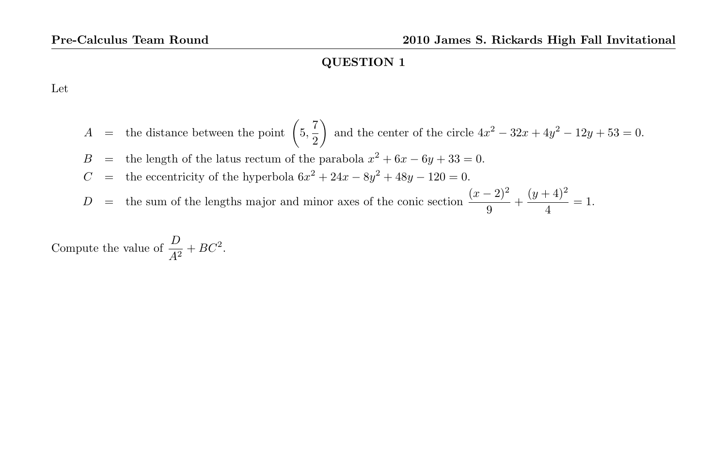## QUESTION 1

Let

$A$ = the distance between the point $\left(5, \frac{7}{2}\right)$ and the center of the circle $4x^2 - 32x + 4y^2 - 12y + 53 = 0$.

$B$ = the length of the latus rectum of the parabola $x^2 + 6x - 6y + 33 = 0$.

$C$ = the eccentricity of the hyperbola $6x^2 + 24x - 8y^2 + 48y - 120 = 0$.

$D$ = the sum of the lengths major and minor axes of the conic section $\frac{(x-2)^2}{9} + \frac{(y+4)^2}{4} = 1$.

Compute the value of $\frac{D}{A^2} + BC^2$.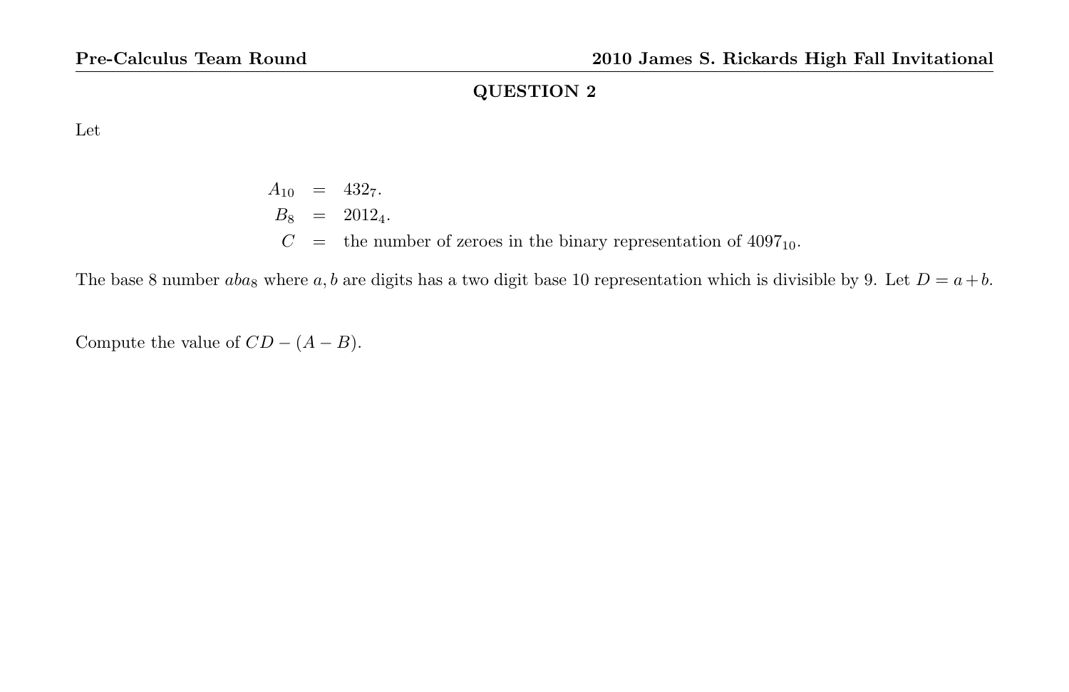## QUESTION 2

Let

$$
\begin{aligned}
A_{10} &= 432_7. \\
B_8 &= 2012_4. \\
C &= \text{the number of zeroes in the binary representation of } 4097_{10}.
\end{aligned}
$$

The base 8 number $aba_8$ where $a, b$ are digits has a two digit base 10 representation which is divisible by 9. Let $D = a + b$.

Compute the value of $CD - (A - B)$.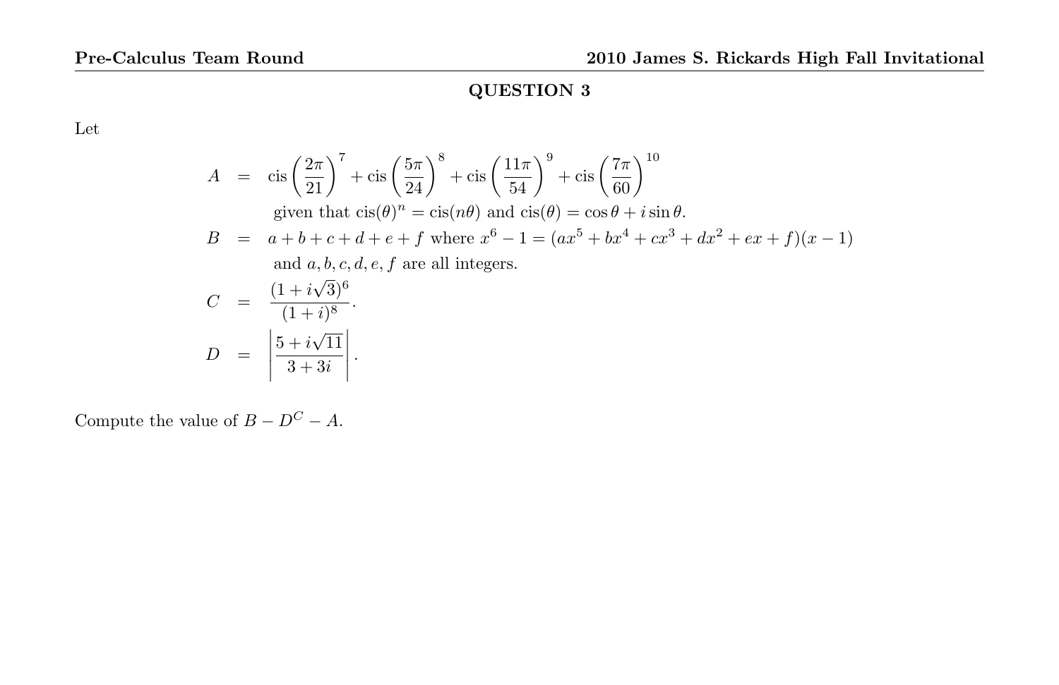## QUESTION 3

Let

$$
\begin{aligned}
A &= \operatorname{cis}\left(\frac{2\pi}{21}\right)^7 + \operatorname{cis}\left(\frac{5\pi}{24}\right)^8 + \operatorname{cis}\left(\frac{11\pi}{54}\right)^9 + \operatorname{cis}\left(\frac{7\pi}{60}\right)^{10} \\
& \quad \text{given that } \operatorname{cis}(\theta)^n = \operatorname{cis}(n\theta) \text{ and } \operatorname{cis}(\theta) = \cos\theta + i\sin\theta. \\
B &= a+b+c+d+e+f \text{ where } x^6 - 1 = (ax^5 + bx^4 + cx^3 + dx^2 + ex + f)(x-1) \\
& \quad \text{and } a, b, c, d, e, f \text{ are all integers.} \\
C &= \frac{(1+i\sqrt{3})^6}{(1+i)^8}. \\
D &= \left|\frac{5+i\sqrt{11}}{3+3i}\right|.
\end{aligned}
$$

Compute the value of $B - D^C - A$.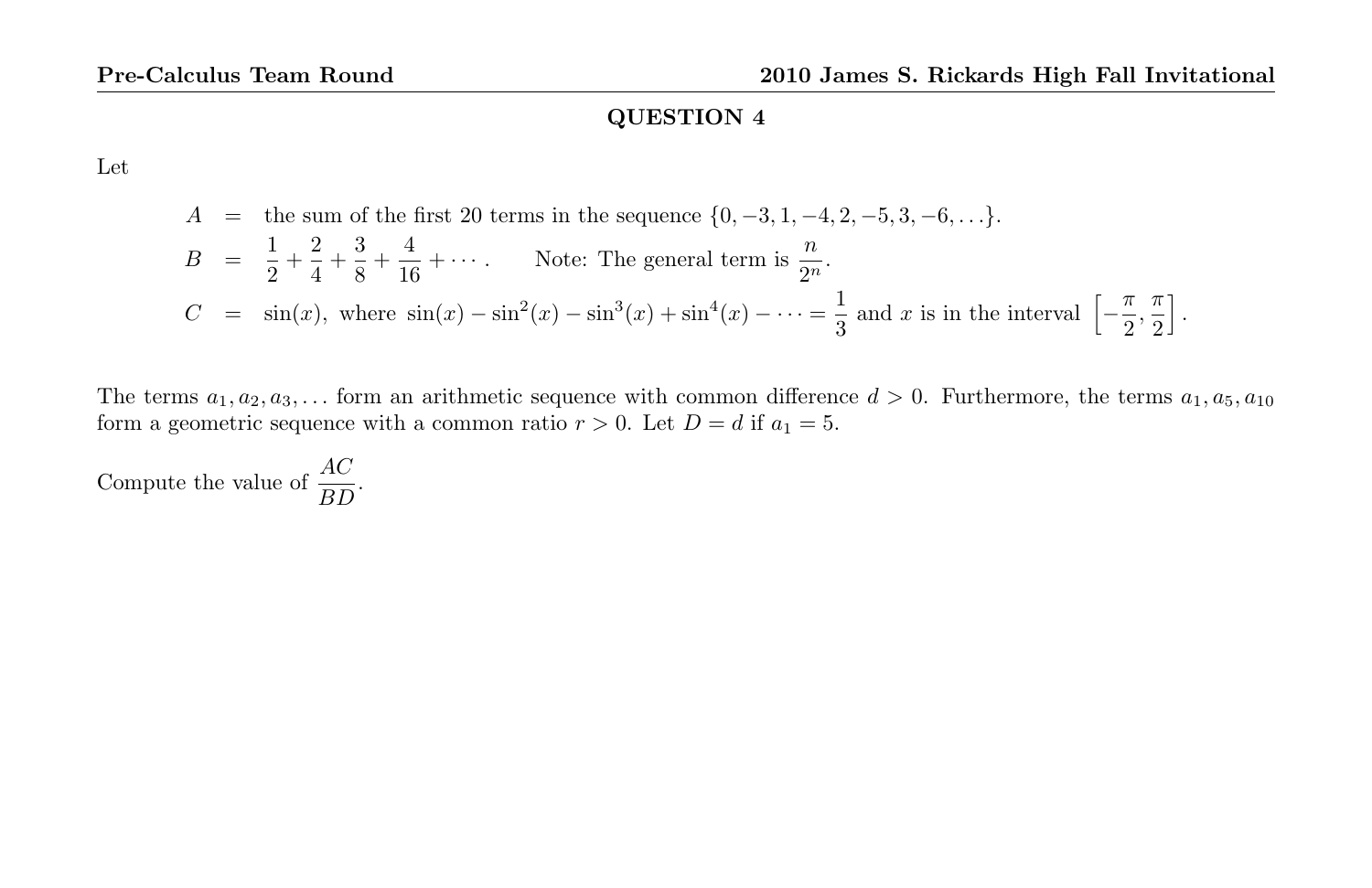## QUESTION 4

Let

$$
\begin{aligned}
A &= \text{the sum of the first 20 terms in the sequence } \{0, -3, 1, -4, 2, -5, 3, -6, \ldots\}. \\
B &= \frac{1}{2} + \frac{2}{4} + \frac{3}{8} + \frac{4}{16} + \cdots . \qquad \text{Note: The general term is } \frac{n}{2^n}. \\
C &= \sin(x), \text{ where } \sin(x) - \sin^2(x) - \sin^3(x) + \sin^4(x) - \cdots = \frac{1}{3} \text{ and } x \text{ is in the interval } \left[-\frac{\pi}{2}, \frac{\pi}{2}\right].
\end{aligned}
$$

The terms $a_1, a_2, a_3, \ldots$ form an arithmetic sequence with common difference $d > 0$. Furthermore, the terms $a_1, a_5, a_{10}$ form a geometric sequence with a common ratio $r > 0$. Let $D = d$ if $a_1 = 5$.

Compute the value of $\dfrac{AC}{BD}$.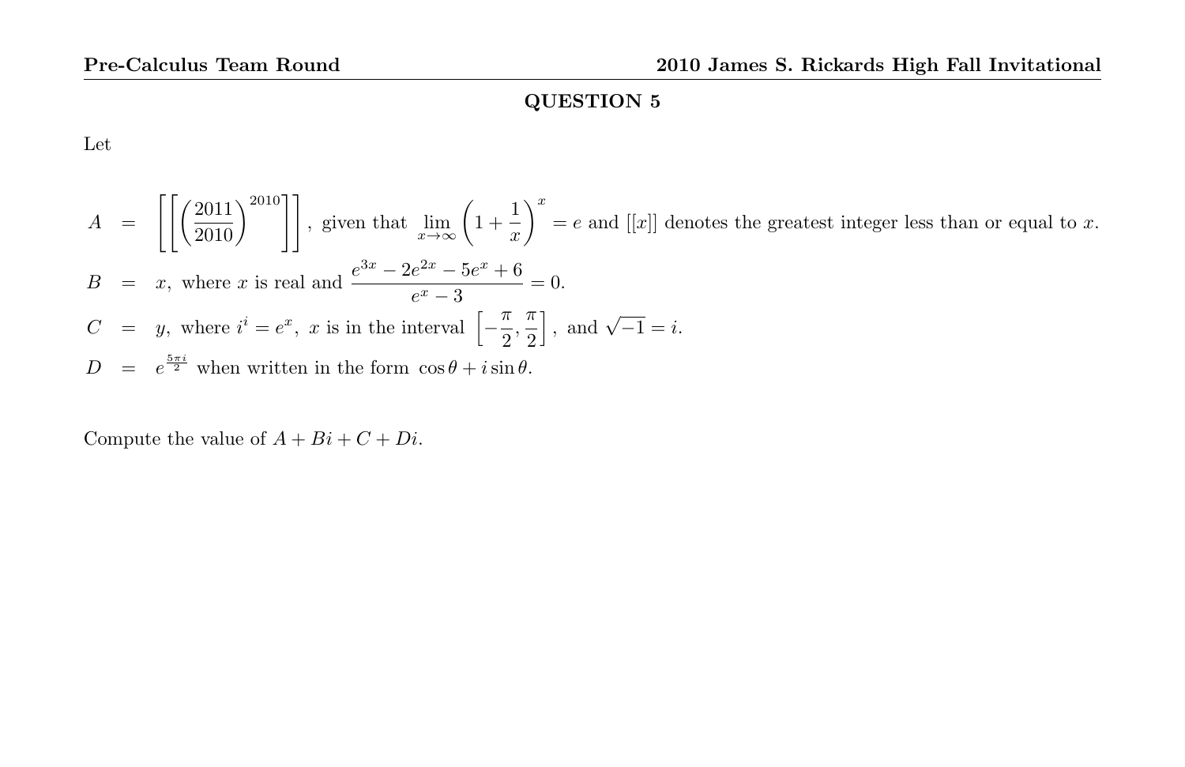## QUESTION 5

Let

$$A = \left[\left[\left(\frac{2011}{2010}\right)^{2010}\right]\right], \text{ given that } \lim_{x\to\infty}\left(1+\frac{1}{x}\right)^x = e \text{ and } [[x]] \text{ denotes the greatest integer less than or equal to } x.$$

$$B = x, \text{ where } x \text{ is real and } \frac{e^{3x} - 2e^{2x} - 5e^x + 6}{e^x - 3} = 0.$$

$$C = y, \text{ where } i^i = e^x, \ x \text{ is in the interval } \left[-\frac{\pi}{2}, \frac{\pi}{2}\right], \text{ and } \sqrt{-1} = i.$$

$$D = e^{\frac{5\pi i}{2}} \text{ when written in the form } \cos\theta + i\sin\theta.$$

Compute the value of $A + Bi + C + Di$.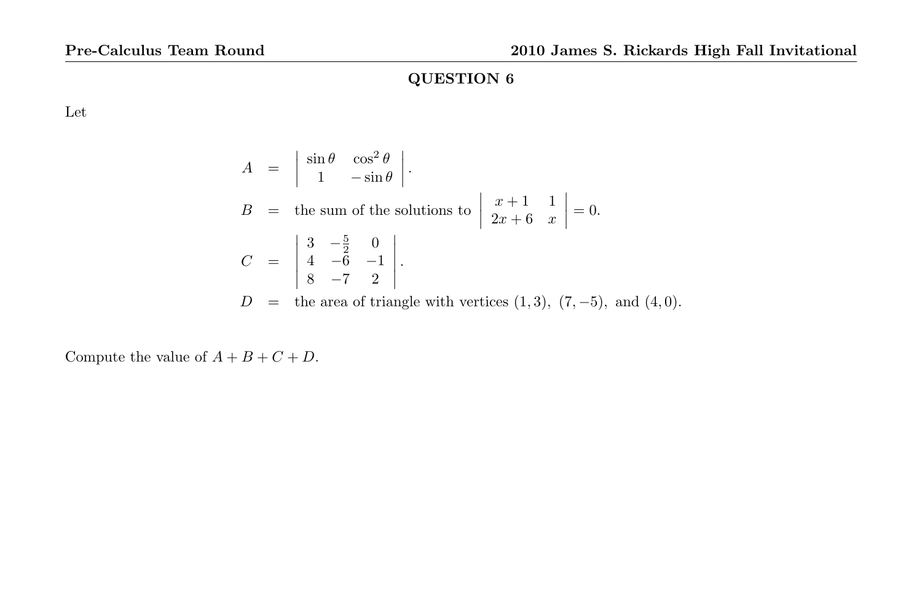## QUESTION 6

Let

$$
\begin{aligned}
A &= \begin{vmatrix} \sin\theta & \cos^2\theta \\ 1 & -\sin\theta \end{vmatrix}. \\
B &= \text{the sum of the solutions to } \begin{vmatrix} x+1 & 1 \\ 2x+6 & x \end{vmatrix} = 0. \\
C &= \begin{vmatrix} 3 & -\frac{5}{2} & 0 \\ 4 & -6 & -1 \\ 8 & -7 & 2 \end{vmatrix}. \\
D &= \text{the area of triangle with vertices } (1,3),\ (7,-5),\ \text{and } (4,0).
\end{aligned}
$$

Compute the value of $A + B + C + D$.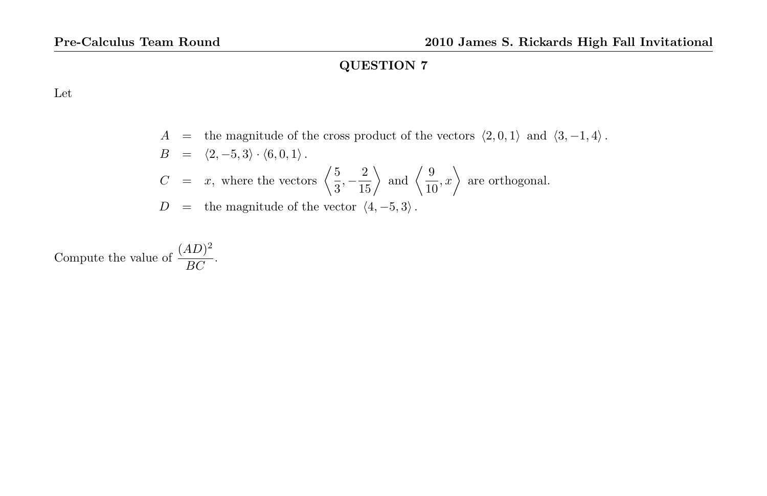## QUESTION 7

Let

$$
\begin{aligned}
A &= \text{the magnitude of the cross product of the vectors } \langle 2, 0, 1 \rangle \text{ and } \langle 3, -1, 4 \rangle. \\
B &= \langle 2, -5, 3 \rangle \cdot \langle 6, 0, 1 \rangle. \\
C &= x, \text{ where the vectors } \left\langle \frac{5}{3}, -\frac{2}{15} \right\rangle \text{ and } \left\langle \frac{9}{10}, x \right\rangle \text{ are orthogonal.} \\
D &= \text{the magnitude of the vector } \langle 4, -5, 3 \rangle.
\end{aligned}
$$

Compute the value of $\dfrac{(AD)^2}{BC}$.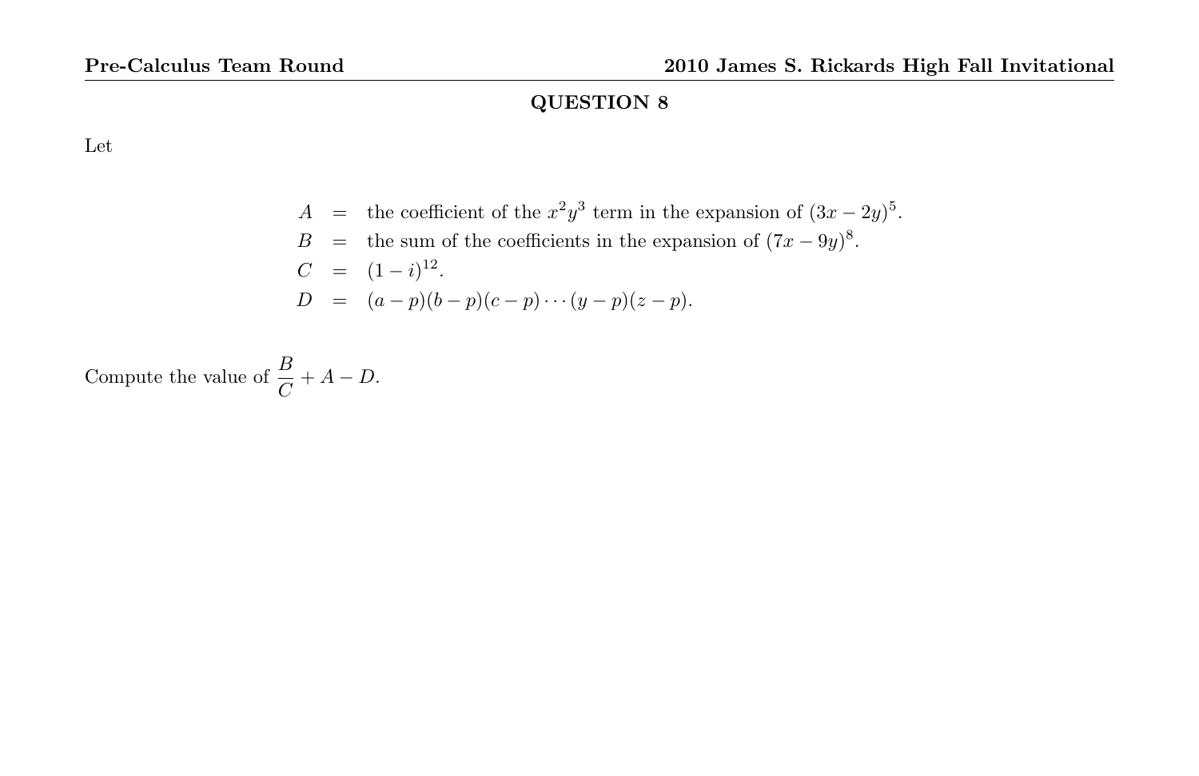## QUESTION 8

Let

$$
\begin{aligned}
A &= \text{the coefficient of the } x^2y^3 \text{ term in the expansion of } (3x-2y)^5. \\
B &= \text{the sum of the coefficients in the expansion of } (7x-9y)^8. \\
C &= (1-i)^{12}. \\
D &= (a-p)(b-p)(c-p)\cdots(y-p)(z-p).
\end{aligned}
$$

Compute the value of $\dfrac{B}{C} + A - D$.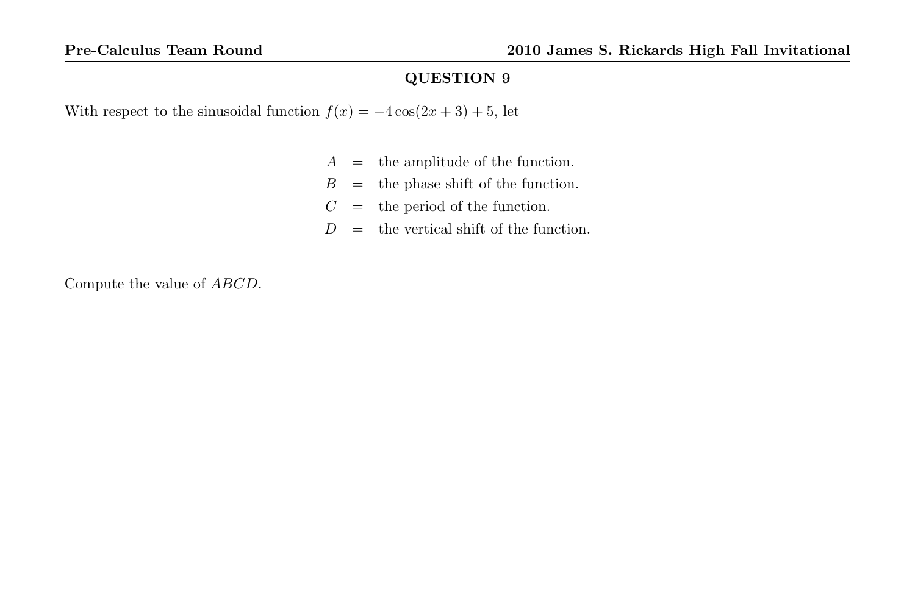## QUESTION 9

With respect to the sinusoidal function $f(x) = -4\cos(2x + 3) + 5$, let

$$
\begin{aligned}
A &= \text{ the amplitude of the function.} \\
B &= \text{ the phase shift of the function.} \\
C &= \text{ the period of the function.} \\
D &= \text{ the vertical shift of the function.}
\end{aligned}
$$

Compute the value of $ABCD$.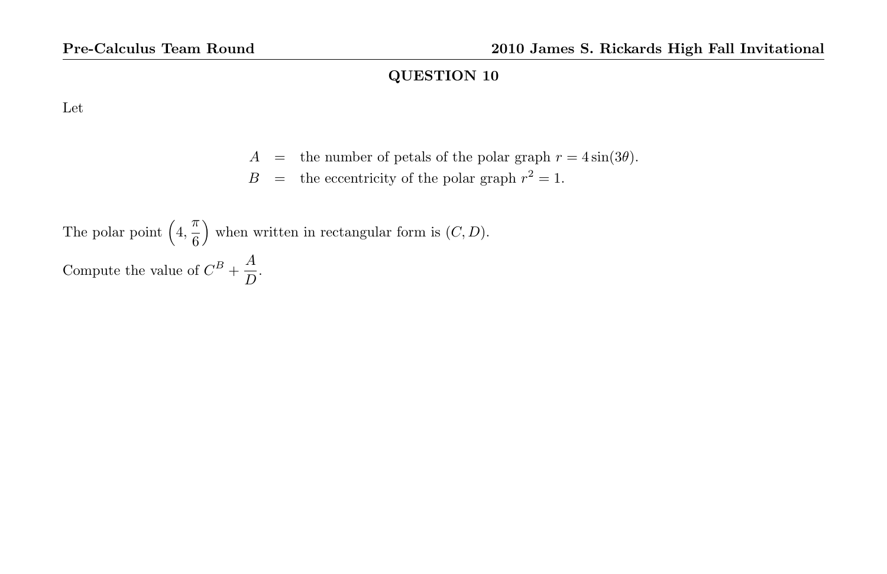## QUESTION 10

Let

$$A = \text{ the number of petals of the polar graph } r = 4\sin(3\theta).$$
$$B = \text{ the eccentricity of the polar graph } r^2 = 1.$$

The polar point $\left(4, \frac{\pi}{6}\right)$ when written in rectangular form is $(C, D)$.

Compute the value of $C^B + \dfrac{A}{D}$.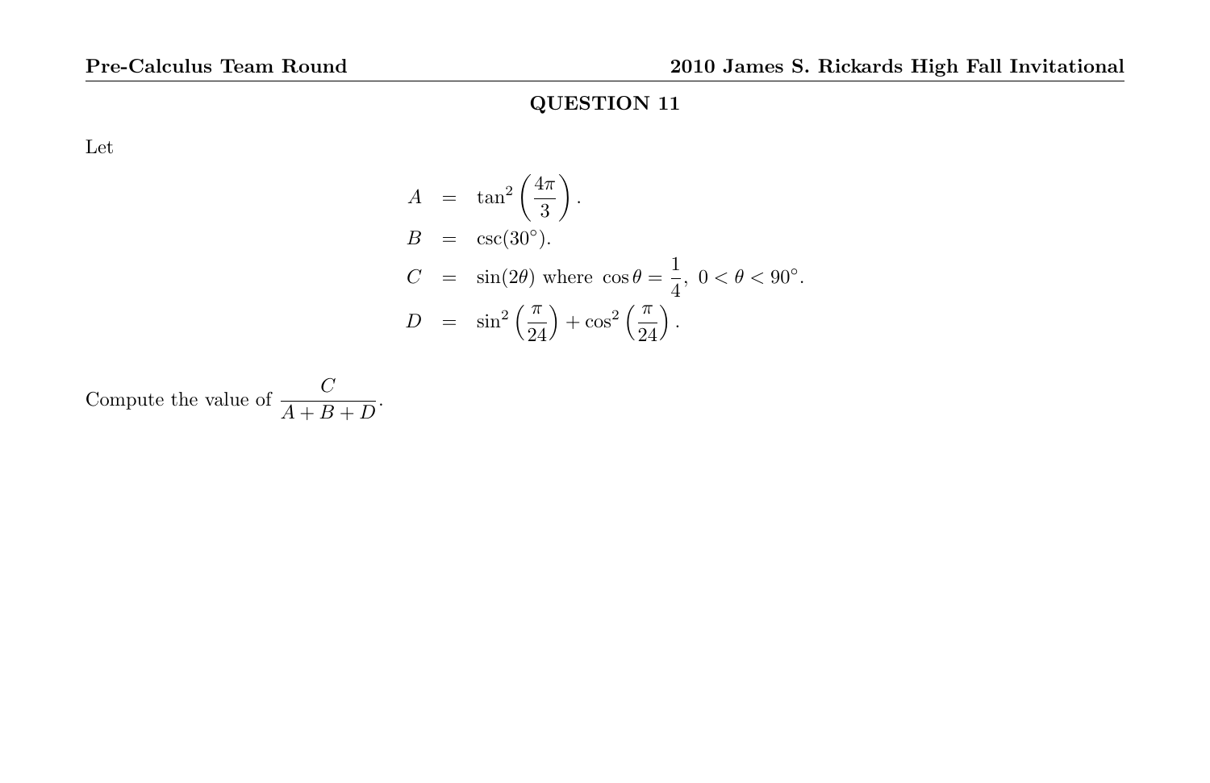## QUESTION 11

Let

$$
\begin{aligned}
A &= \tan^2\left(\frac{4\pi}{3}\right). \\
B &= \csc(30^\circ). \\
C &= \sin(2\theta) \text{ where } \cos\theta = \frac{1}{4},\ 0 < \theta < 90^\circ. \\
D &= \sin^2\left(\frac{\pi}{24}\right) + \cos^2\left(\frac{\pi}{24}\right).
\end{aligned}
$$

Compute the value of $\dfrac{C}{A+B+D}$.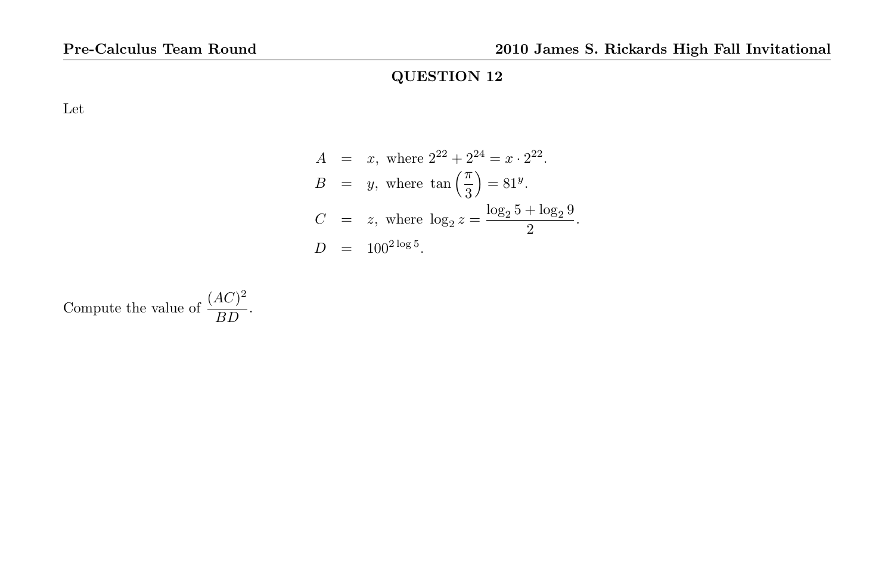## QUESTION 12

Let

$$
\begin{aligned}
A &= x, \text{ where } 2^{22} + 2^{24} = x \cdot 2^{22}. \\
B &= y, \text{ where } \tan\left(\frac{\pi}{3}\right) = 81^y. \\
C &= z, \text{ where } \log_2 z = \frac{\log_2 5 + \log_2 9}{2}. \\
D &= 100^{2\log 5}.
\end{aligned}
$$

Compute the value of $\dfrac{(AC)^2}{BD}$.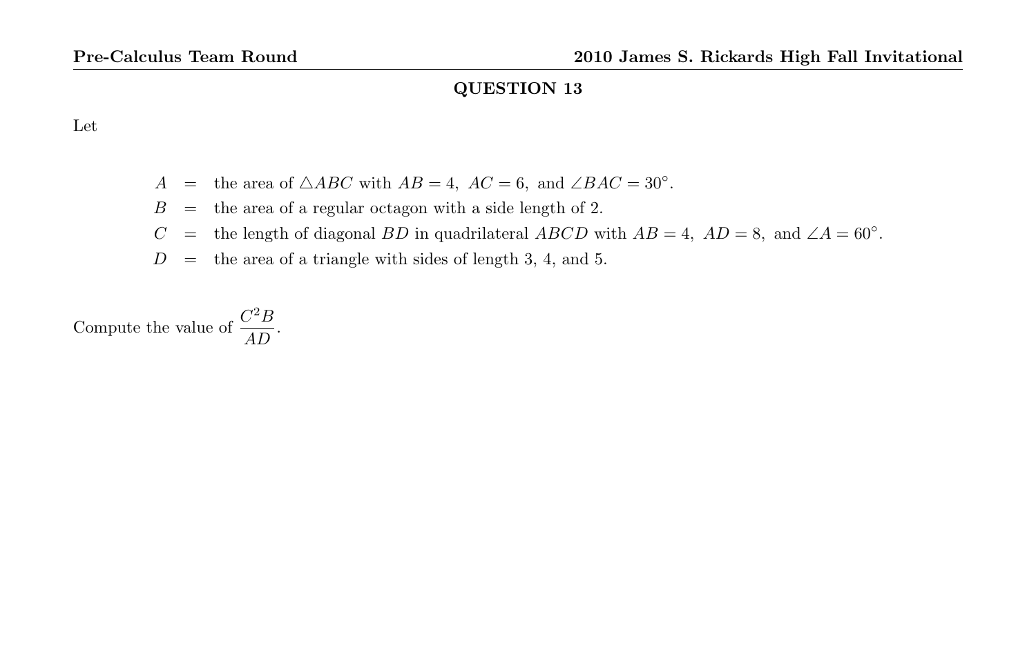## QUESTION 13

Let

$$
\begin{aligned}
A &= \text{the area of } \triangle ABC \text{ with } AB = 4,\ AC = 6,\ \text{and } \angle BAC = 30^\circ. \\
B &= \text{the area of a regular octagon with a side length of 2.} \\
C &= \text{the length of diagonal } BD \text{ in quadrilateral } ABCD \text{ with } AB = 4,\ AD = 8,\ \text{and } \angle A = 60^\circ. \\
D &= \text{the area of a triangle with sides of length 3, 4, and 5.}
\end{aligned}
$$

Compute the value of $\dfrac{C^2 B}{AD}$.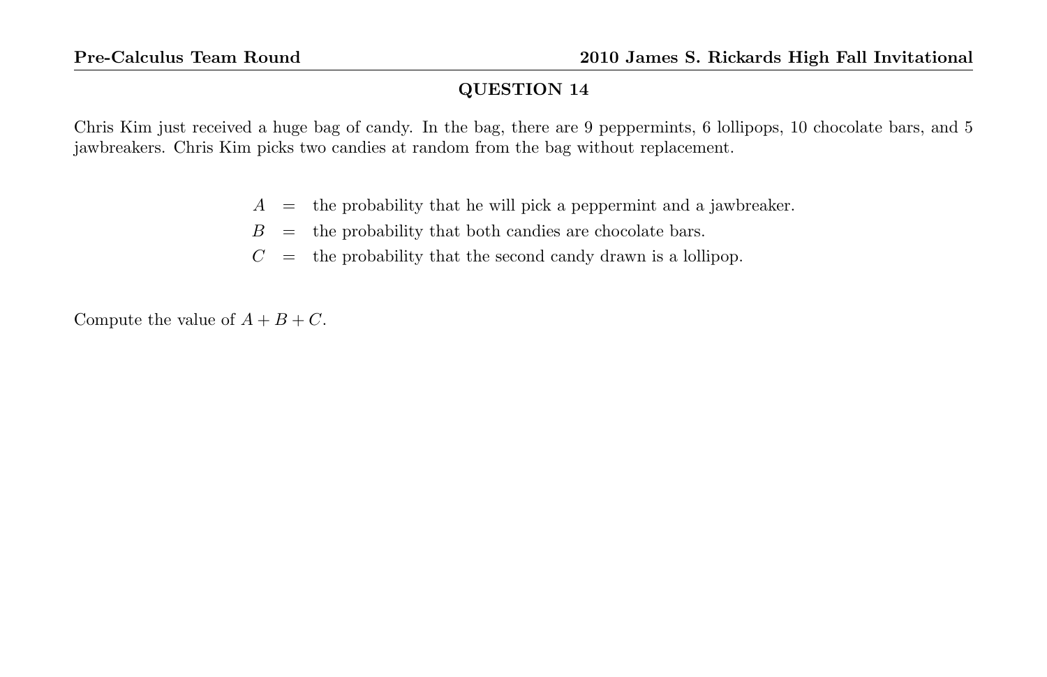## QUESTION 14

Chris Kim just received a huge bag of candy. In the bag, there are 9 peppermints, 6 lollipops, 10 chocolate bars, and 5 jawbreakers. Chris Kim picks two candies at random from the bag without replacement.

$$A = \text{the probability that he will pick a peppermint and a jawbreaker.}$$
$$B = \text{the probability that both candies are chocolate bars.}$$
$$C = \text{the probability that the second candy drawn is a lollipop.}$$

Compute the value of $A + B + C$.